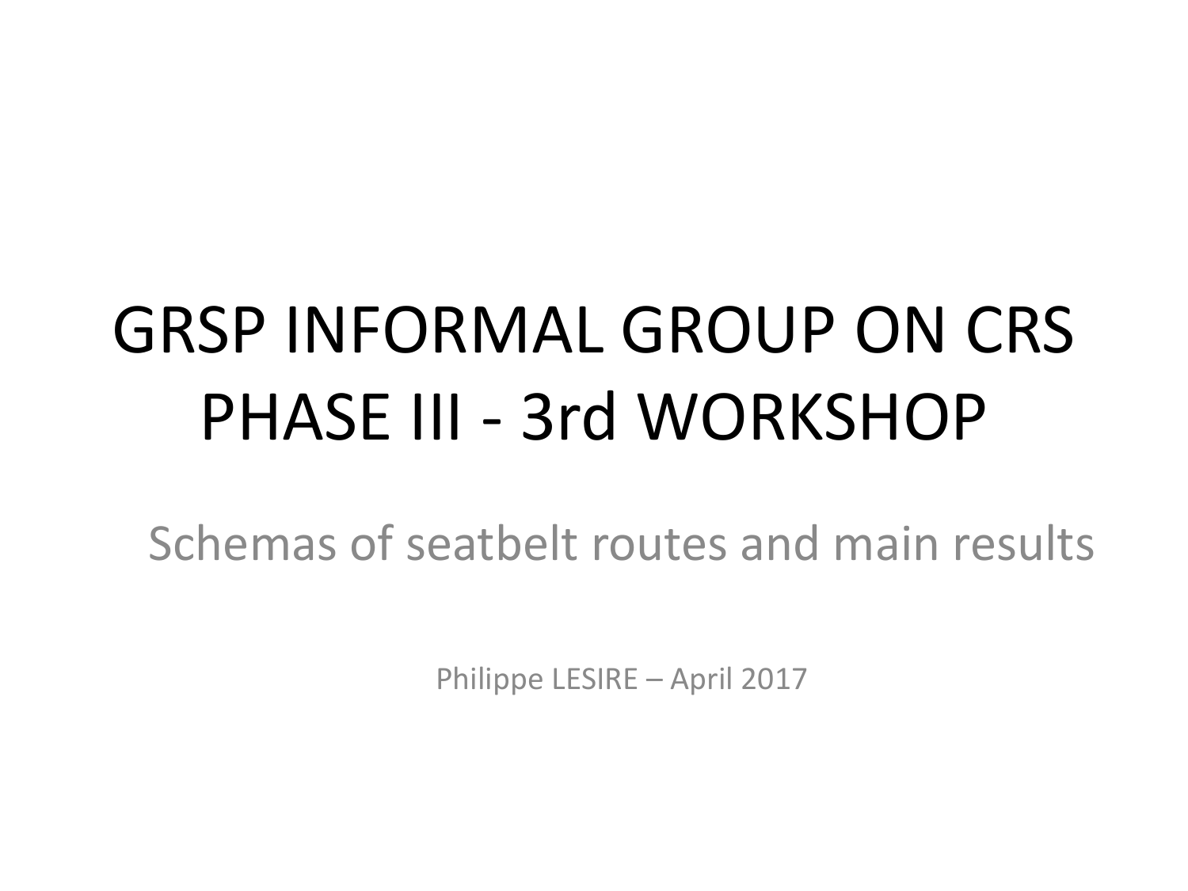# GRSP INFORMAL GROUP ON CRS PHASE III - 3rd WORKSHOP

## Schemas of seatbelt routes and main results

Philippe LESIRE – April 2017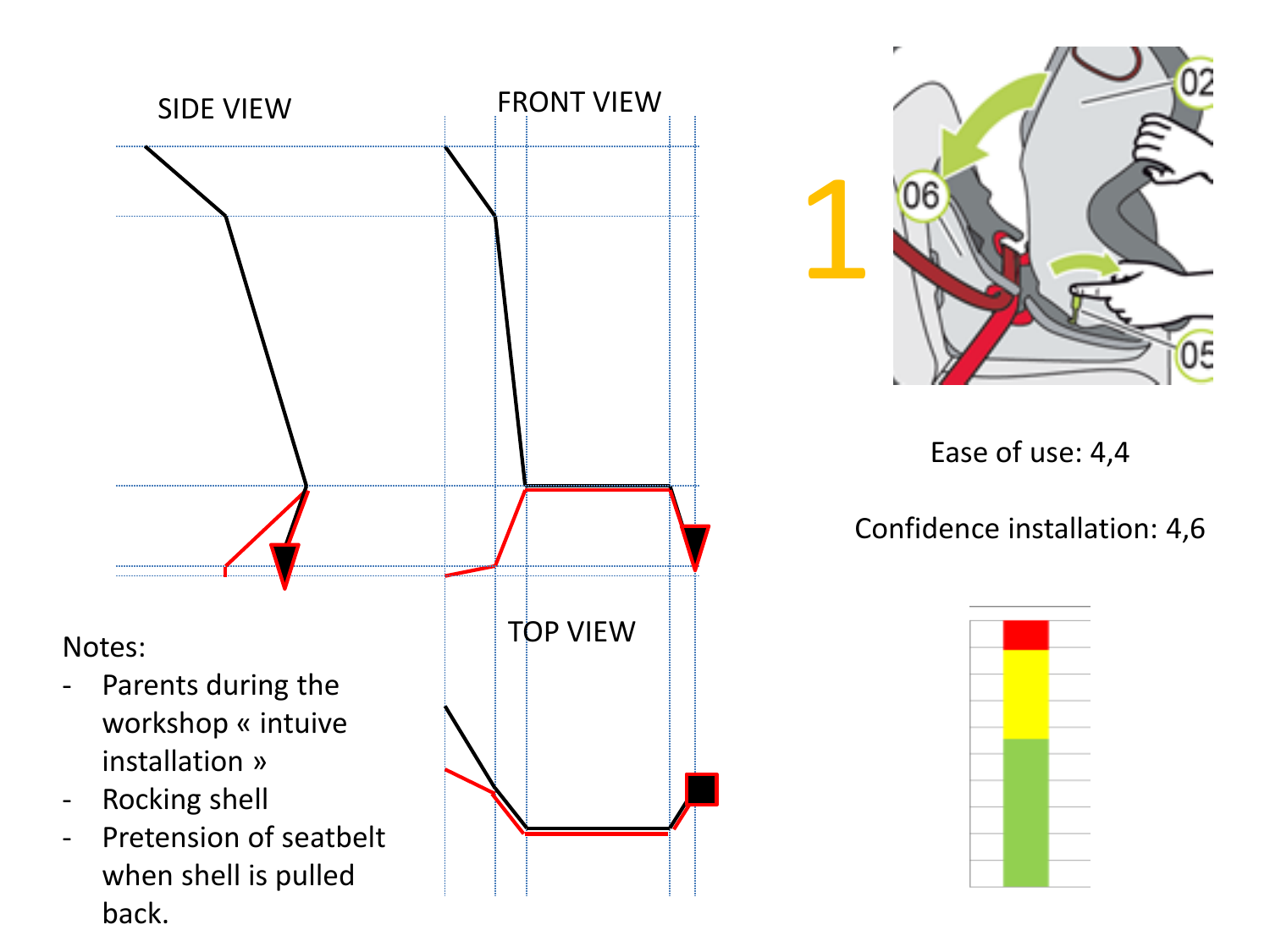SIDE VIEW

FRONT VIEW

TOP VIEW

1

Ease of use: 4,4

Confidence installation: 4,6

Notes:

- Parents during the workshop « intuive installation »
- Rocking shell
- Pretension of seatbelt when shell is pulled back.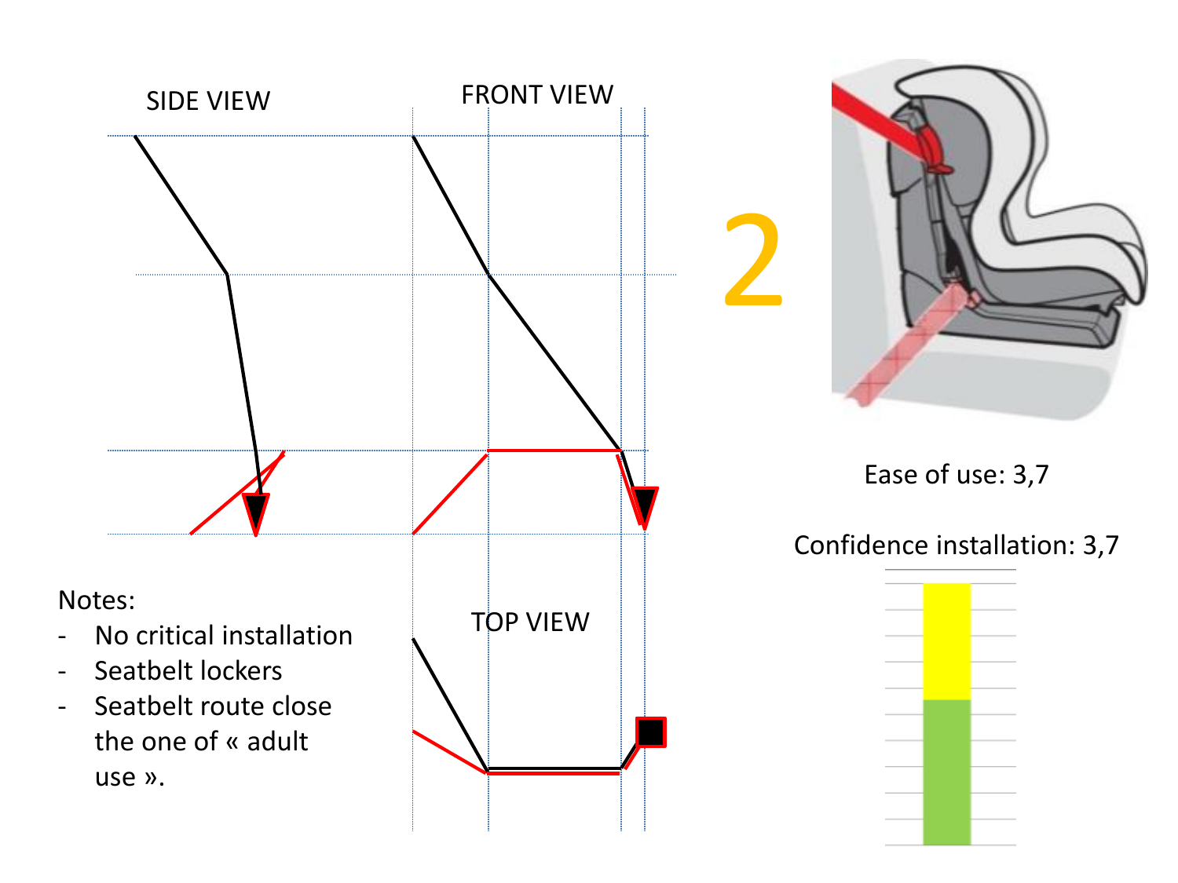SIDE VIEW

FRONT VIEW

TOP VIEW

2

Notes:

- No critical installation
- Seatbelt lockers
- Seatbelt route close the one of « adult use ».

Ease of use: 3,7

Confidence installation: 3,7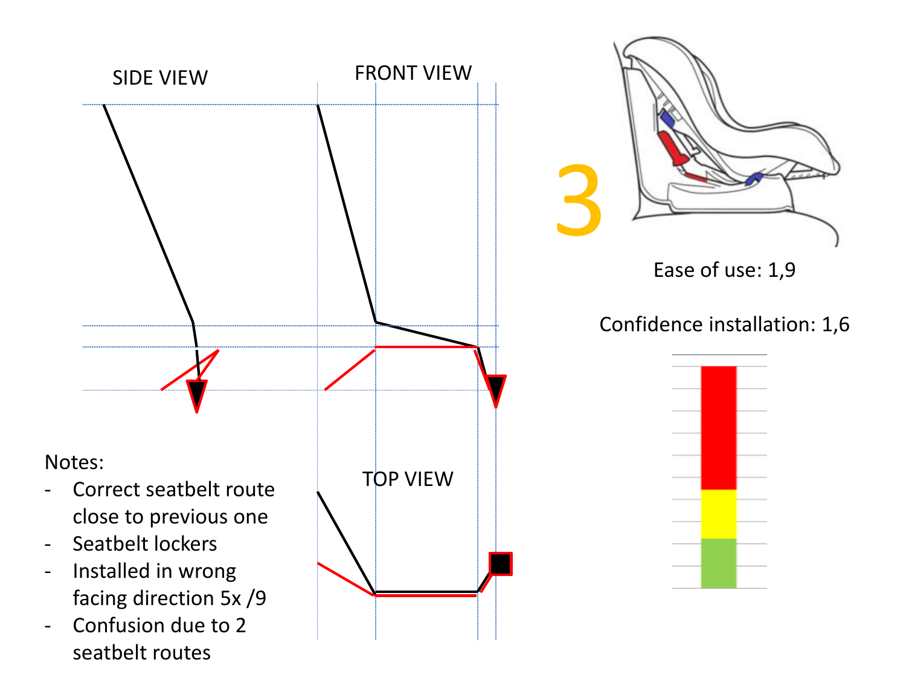SIDE VIEW

FRONT VIEW

TOP VIEW

3

Ease of use: 1,9

Confidence installation: 1,6

Notes:

- Correct seatbelt route close to previous one
- Seatbelt lockers
- Installed in wrong facing direction 5x /9
- Confusion due to 2 seatbelt routes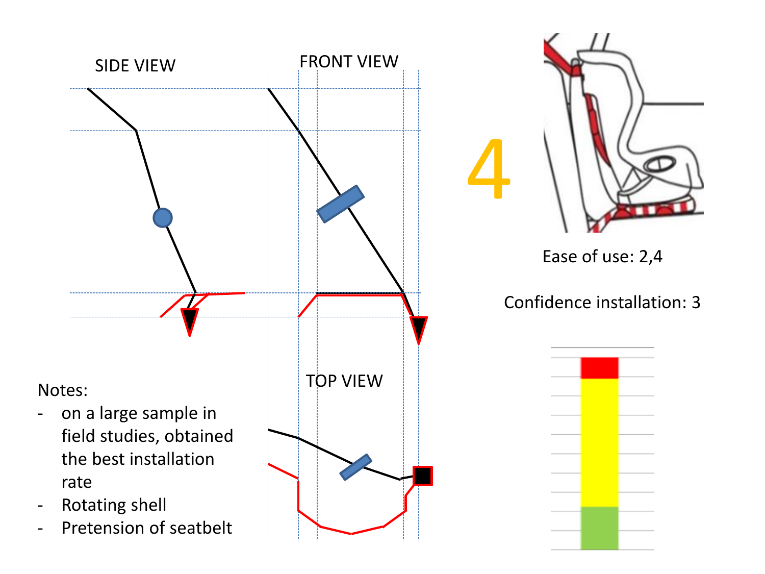SIDE VIEW

FRONT VIEW

TOP VIEW

4

Ease of use: 2,4

Confidence installation: 3

Notes:

- on a large sample in field studies, obtained the best installation rate
- Rotating shell
- Pretension of seatbelt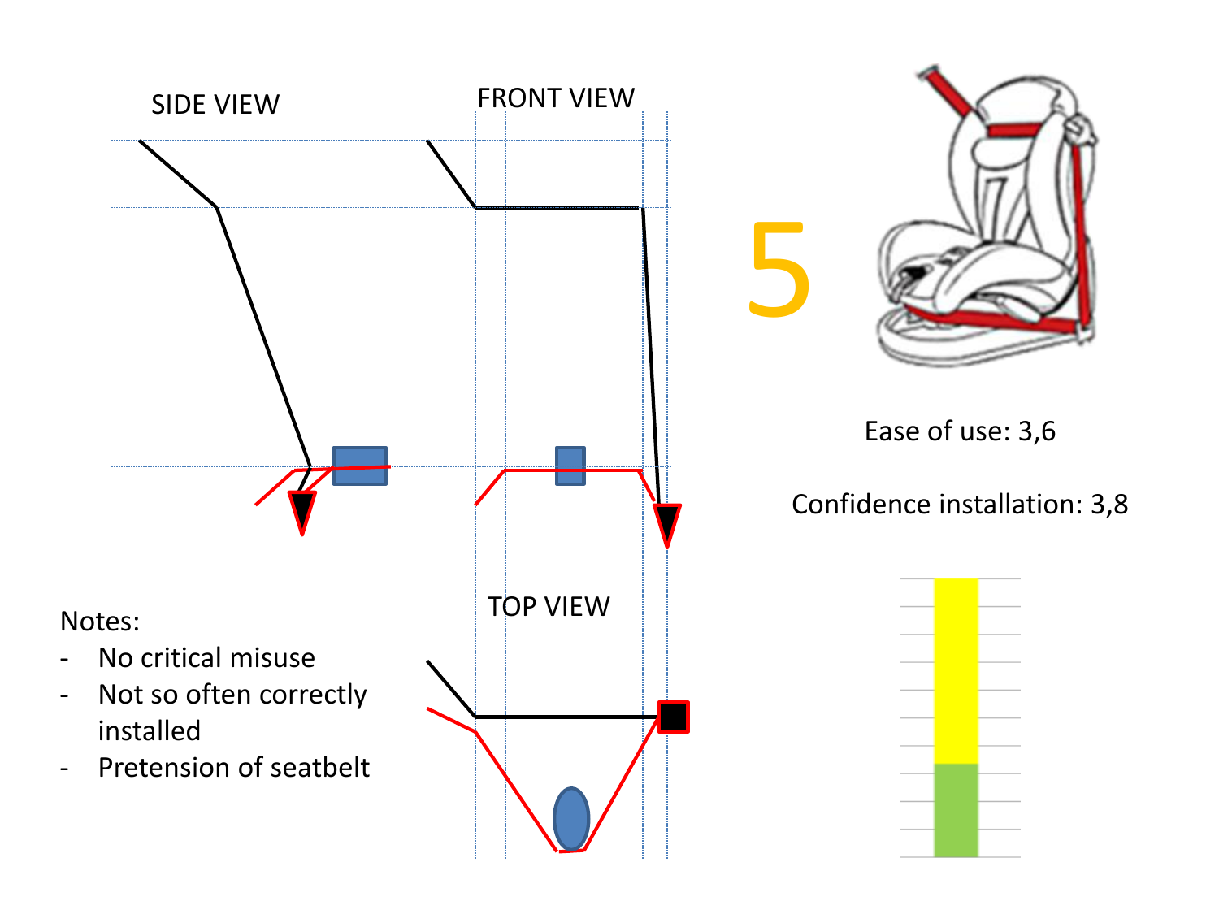SIDE VIEW

FRONT VIEW

TOP VIEW

5

Ease of use: 3,6

Confidence installation: 3,8

Notes:

- No critical misuse
- Not so often correctly installed
- Pretension of seatbelt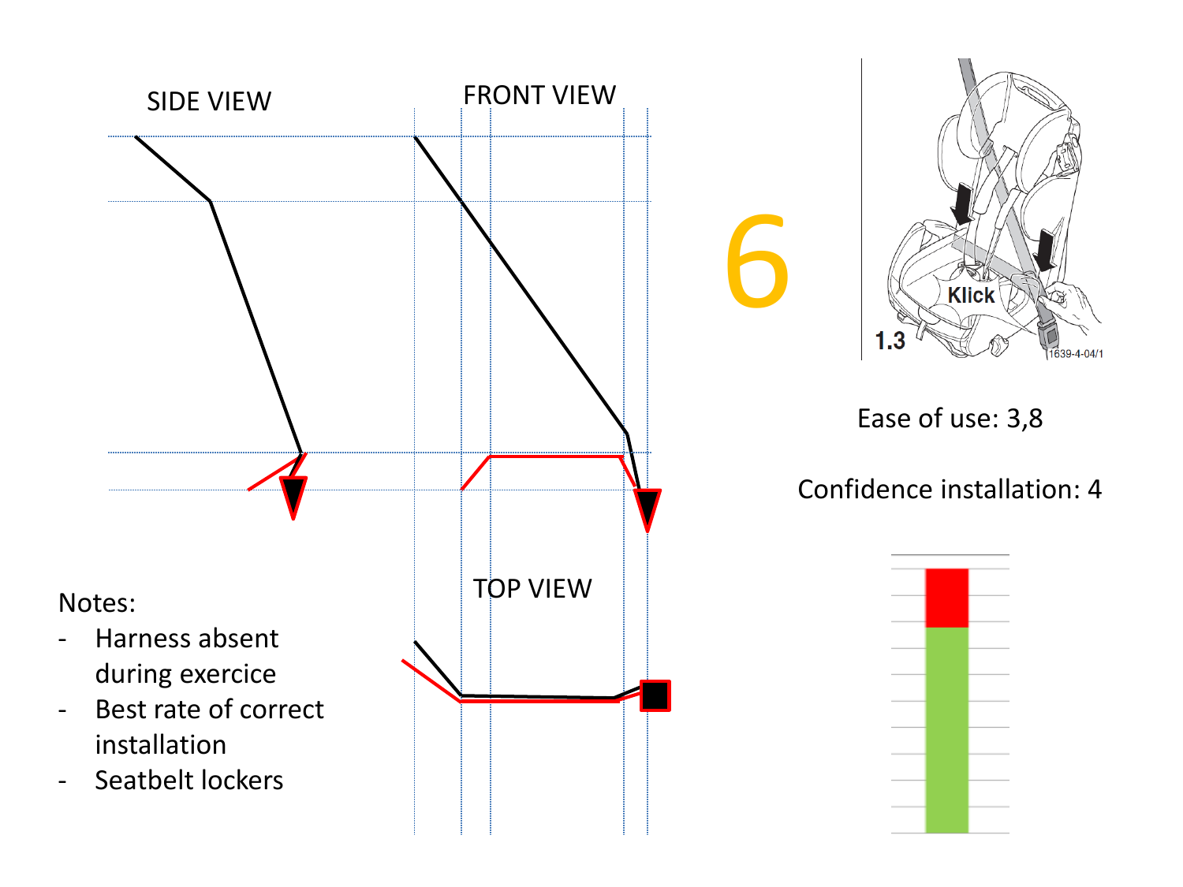SIDE VIEW

FRONT VIEW

TOP VIEW

6

Klick

1.3

1639-4-04/1

Ease of use: 3,8

Confidence installation: 4

Notes:

- Harness absent during exercice
- Best rate of correct installation
- Seatbelt lockers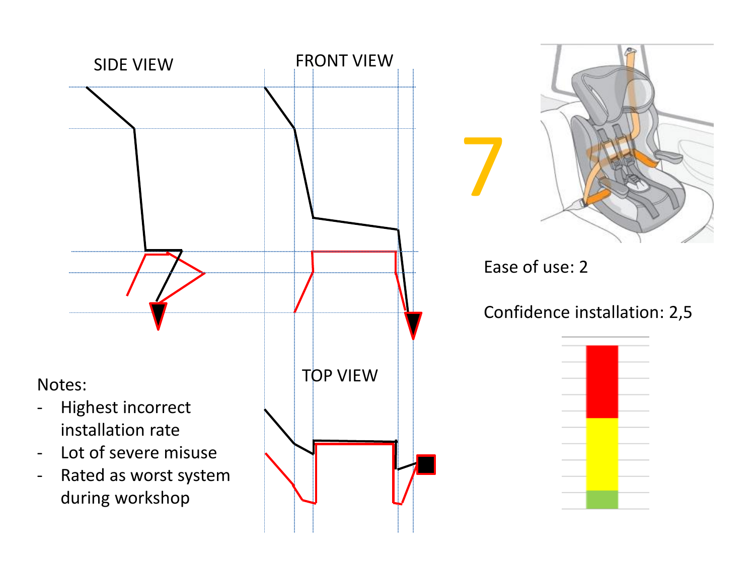SIDE VIEW

FRONT VIEW

TOP VIEW

7

Ease of use: 2

Confidence installation: 2,5

Notes:

- Highest incorrect installation rate
- Lot of severe misuse
- Rated as worst system during workshop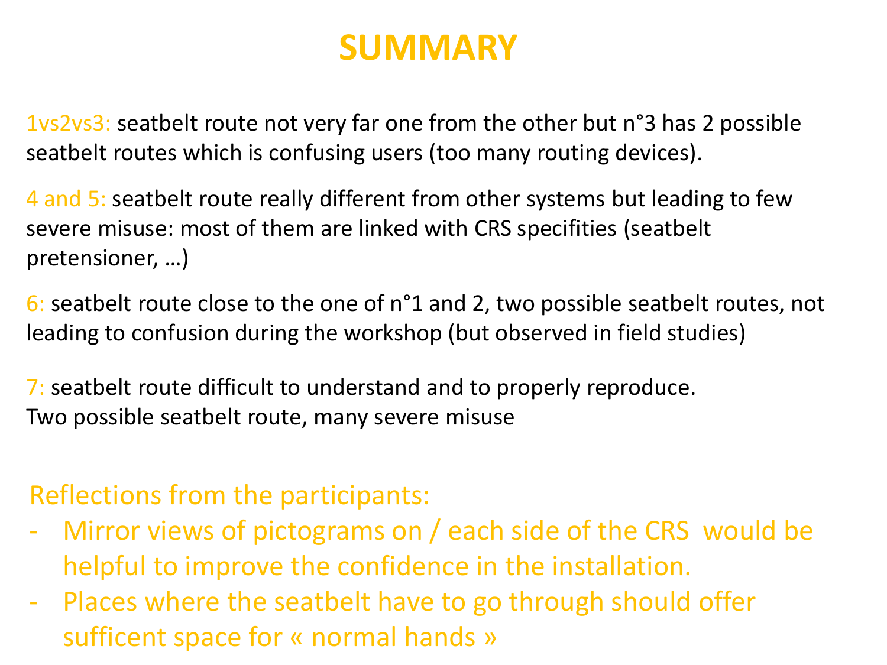# SUMMARY

1vs2vs3: seatbelt route not very far one from the other but n°3 has 2 possible seatbelt routes which is confusing users (too many routing devices).

4 and 5: seatbelt route really different from other systems but leading to few severe misuse: most of them are linked with CRS specifities (seatbelt pretensioner, …)

6: seatbelt route close to the one of n°1 and 2, two possible seatbelt routes, not leading to confusion during the workshop (but observed in field studies)

7: seatbelt route difficult to understand and to properly reproduce.
Two possible seatbelt route, many severe misuse

Reflections from the participants:

- Mirror views of pictograms on / each side of the CRS would be helpful to improve the confidence in the installation.
- Places where the seatbelt have to go through should offer sufficent space for « normal hands »